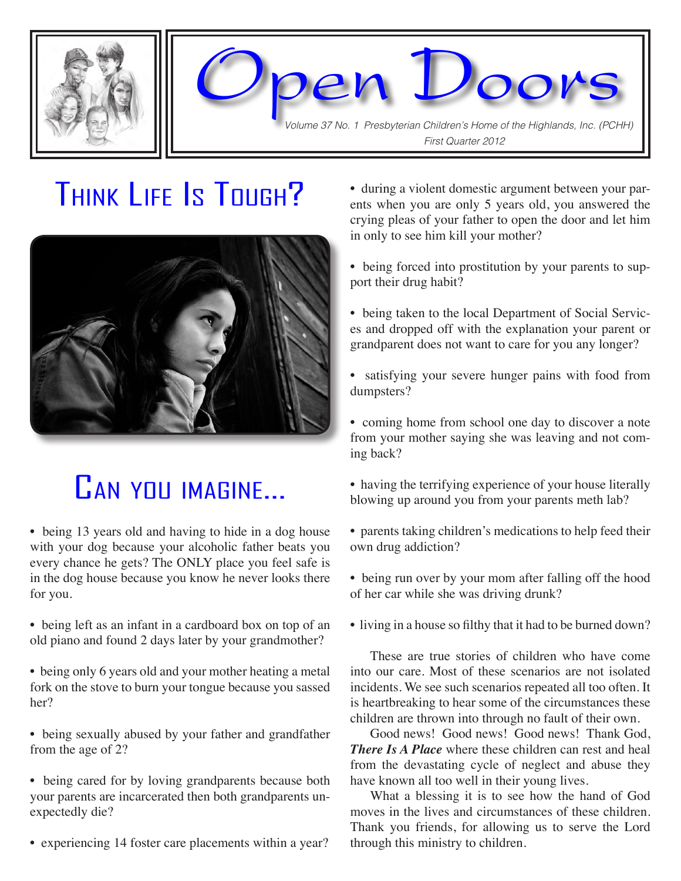# Open Doors

*Volume 37 No. 1 Presbyterian Children's Home of the Highlands, Inc. (PCHH)*
*First Quarter 2012*

## Think Life Is Tough?

## Can you imagine...

- being 13 years old and having to hide in a dog house with your dog because your alcoholic father beats you every chance he gets? The ONLY place you feel safe is in the dog house because you know he never looks there for you.

- being left as an infant in a cardboard box on top of an old piano and found 2 days later by your grandmother?

- being only 6 years old and your mother heating a metal fork on the stove to burn your tongue because you sassed her?

- being sexually abused by your father and grandfather from the age of 2?

- being cared for by loving grandparents because both your parents are incarcerated then both grandparents unexpectedly die?

- experiencing 14 foster care placements within a year?

- during a violent domestic argument between your parents when you are only 5 years old, you answered the crying pleas of your father to open the door and let him in only to see him kill your mother?

- being forced into prostitution by your parents to support their drug habit?

- being taken to the local Department of Social Services and dropped off with the explanation your parent or grandparent does not want to care for you any longer?

- satisfying your severe hunger pains with food from dumpsters?

- coming home from school one day to discover a note from your mother saying she was leaving and not coming back?

- having the terrifying experience of your house literally blowing up around you from your parents meth lab?

- parents taking children's medications to help feed their own drug addiction?

- being run over by your mom after falling off the hood of her car while she was driving drunk?

- living in a house so filthy that it had to be burned down?

These are true stories of children who have come into our care. Most of these scenarios are not isolated incidents. We see such scenarios repeated all too often. It is heartbreaking to hear some of the circumstances these children are thrown into through no fault of their own.

Good news! Good news! Good news! Thank God, ***There Is A Place*** where these children can rest and heal from the devastating cycle of neglect and abuse they have known all too well in their young lives.

What a blessing it is to see how the hand of God moves in the lives and circumstances of these children. Thank you friends, for allowing us to serve the Lord through this ministry to children.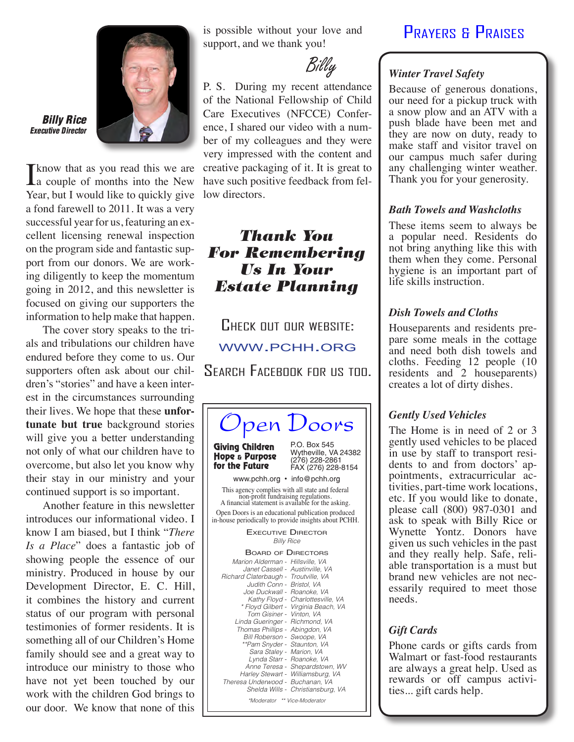**Billy Rice**
*Executive Director*

I know that as you read this we are a couple of months into the New Year, but I would like to quickly give a fond farewell to 2011. It was a very successful year for us, featuring an excellent licensing renewal inspection on the program side and fantastic support from our donors. We are working diligently to keep the momentum going in 2012, and this newsletter is focused on giving our supporters the information to help make that happen.

The cover story speaks to the trials and tribulations our children have endured before they come to us. Our supporters often ask about our children's "stories" and have a keen interest in the circumstances surrounding their lives. We hope that these **unfortunate but true** background stories will give you a better understanding not only of what our children have to overcome, but also let you know why their stay in our ministry and your continued support is so important.

Another feature in this newsletter introduces our informational video. I know I am biased, but I think "*There Is a Place*" does a fantastic job of showing people the essence of our ministry. Produced in house by our Development Director, E. C. Hill, it combines the history and current status of our program with personal testimonies of former residents. It is something all of our Children's Home family should see and a great way to introduce our ministry to those who have not yet been touched by our work with the children God brings to our door. We know that none of this is possible without your love and support, and we thank you!

*Billy*

P. S. During my recent attendance of the National Fellowship of Child Care Executives (NFCCE) Conference, I shared our video with a number of my colleagues and they were very impressed with the content and creative packaging of it. It is great to have such positive feedback from fellow directors.

## *Thank You For Remembering Us In Your Estate Planning*

CHECK OUT OUR WEBSITE:

WWW.PCHH.ORG

SEARCH FACEBOOK FOR US TOO.

---

# Open Doors

**Giving Children Hope & Purpose for the Future**

P.O. Box 545
Wytheville, VA 24382
(276) 228-2861
FAX (276) 228-8154

www.pchh.org • info@pchh.org

This agency complies with all state and federal non-profit fundraising regulations. A financial statement is available for the asking.

Open Doors is an educational publication produced in-house periodically to provide insights about PCHH.

EXECUTIVE DIRECTOR
*Billy Rice*

BOARD OF DIRECTORS
*Marion Alderman - Hillsville, VA*
*Janet Cassell - Austinville, VA*
*Richard Claterbaugh - Troutville, VA*
*Judith Conn - Bristol, VA*
*Joe Duckwall - Roanoke, VA*
*Kathy Floyd - Charlottesville, VA*
*\* Floyd Gilbert - Virginia Beach, VA*
*Tom Gisiner - Vinton, VA*
*Linda Gueringer - Richmond, VA*
*Thomas Phillips - Abingdon, VA*
*Bill Roberson - Swoope, VA*
*\*\*Pam Snyder - Staunton, VA*
*Sara Staley - Marion, VA*
*Lynda Starr - Roanoke, VA*
*Anne Teresa - Shepardstown, WV*
*Harley Stewart - Williamsburg, VA*
*Theresa Underwood - Buchanan, VA*
*Shelda Wills - Christiansburg, VA*

*\*Moderator \*\* Vice-Moderator*

---

# PRAYERS & PRAISES

### *Winter Travel Safety*

Because of generous donations, our need for a pickup truck with a snow plow and an ATV with a push blade have been met and they are now on duty, ready to make staff and visitor travel on our campus much safer during any challenging winter weather. Thank you for your generosity.

### *Bath Towels and Washcloths*

These items seem to always be a popular need. Residents do not bring anything like this with them when they come. Personal hygiene is an important part of life skills instruction.

### *Dish Towels and Cloths*

Houseparents and residents prepare some meals in the cottage and need both dish towels and cloths. Feeding 12 people (10 residents and 2 houseparents) creates a lot of dirty dishes.

### *Gently Used Vehicles*

The Home is in need of 2 or 3 gently used vehicles to be placed in use by staff to transport residents to and from doctors' appointments, extracurricular activities, part-time work locations, etc. If you would like to donate, please call (800) 987-0301 and ask to speak with Billy Rice or Wynette Yontz. Donors have given us such vehicles in the past and they really help. Safe, reliable transportation is a must but brand new vehicles are not necessarily required to meet those needs.

### *Gift Cards*

Phone cards or gifts cards from Walmart or fast-food restaurants are always a great help. Used as rewards or off campus activities... gift cards help.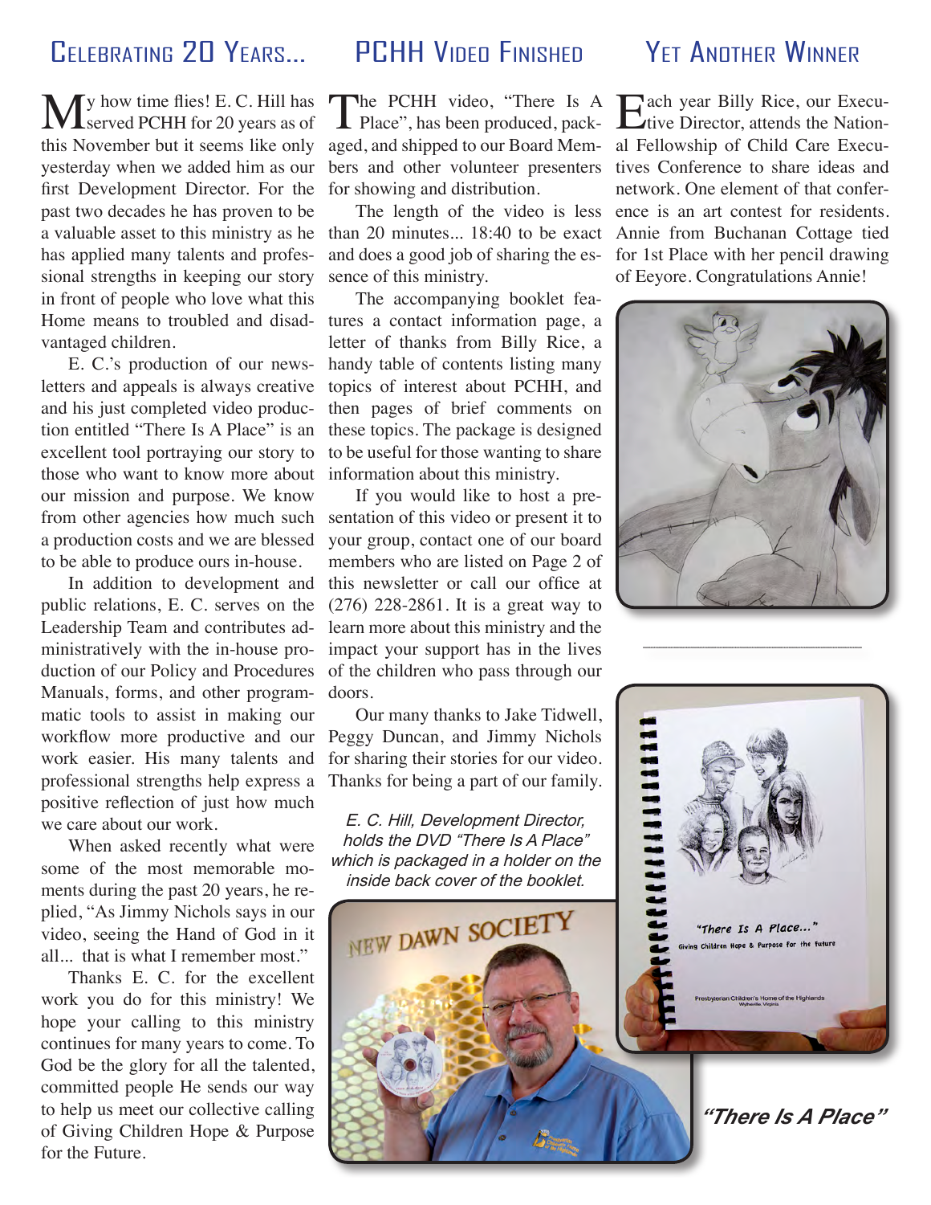## Celebrating 20 Years...

My how time flies! E. C. Hill has served PCHH for 20 years as of this November but it seems like only yesterday when we added him as our first Development Director. For the past two decades he has proven to be a valuable asset to this ministry as he has applied many talents and professional strengths in keeping our story in front of people who love what this Home means to troubled and disadvantaged children.

E. C.'s production of our newsletters and appeals is always creative and his just completed video production entitled "There Is A Place" is an excellent tool portraying our story to those who want to know more about our mission and purpose. We know from other agencies how much such a production costs and we are blessed to be able to produce ours in-house.

In addition to development and public relations, E. C. serves on the Leadership Team and contributes administratively with the in-house production of our Policy and Procedures Manuals, forms, and other programmatic tools to assist in making our workflow more productive and our work easier. His many talents and professional strengths help express a positive reflection of just how much we care about our work.

When asked recently what were some of the most memorable moments during the past 20 years, he replied, "As Jimmy Nichols says in our video, seeing the Hand of God in it all... that is what I remember most."

Thanks E. C. for the excellent work you do for this ministry! We hope your calling to this ministry continues for many years to come. To God be the glory for all the talented, committed people He sends our way to help us meet our collective calling of Giving Children Hope & Purpose for the Future.

## PCHH Video Finished

The PCHH video, "There Is A Place", has been produced, packaged, and shipped to our Board Members and other volunteer presenters for showing and distribution.

The length of the video is less than 20 minutes... 18:40 to be exact and does a good job of sharing the essence of this ministry.

The accompanying booklet features a contact information page, a letter of thanks from Billy Rice, a handy table of contents listing many topics of interest about PCHH, and then pages of brief comments on these topics. The package is designed to be useful for those wanting to share information about this ministry.

If you would like to host a presentation of this video or present it to your group, contact one of our board members who are listed on Page 2 of this newsletter or call our office at (276) 228-2861. It is a great way to learn more about this ministry and the impact your support has in the lives of the children who pass through our doors.

Our many thanks to Jake Tidwell, Peggy Duncan, and Jimmy Nichols for sharing their stories for our video. Thanks for being a part of our family.

*E. C. Hill, Development Director, holds the DVD "There Is A Place" which is packaged in a holder on the inside back cover of the booklet.*

## Yet Another Winner

Each year Billy Rice, our Executive Director, attends the National Fellowship of Child Care Executives Conference to share ideas and network. One element of that conference is an art contest for residents. Annie from Buchanan Cottage tied for 1st Place with her pencil drawing of Eeyore. Congratulations Annie!

***"There Is A Place"***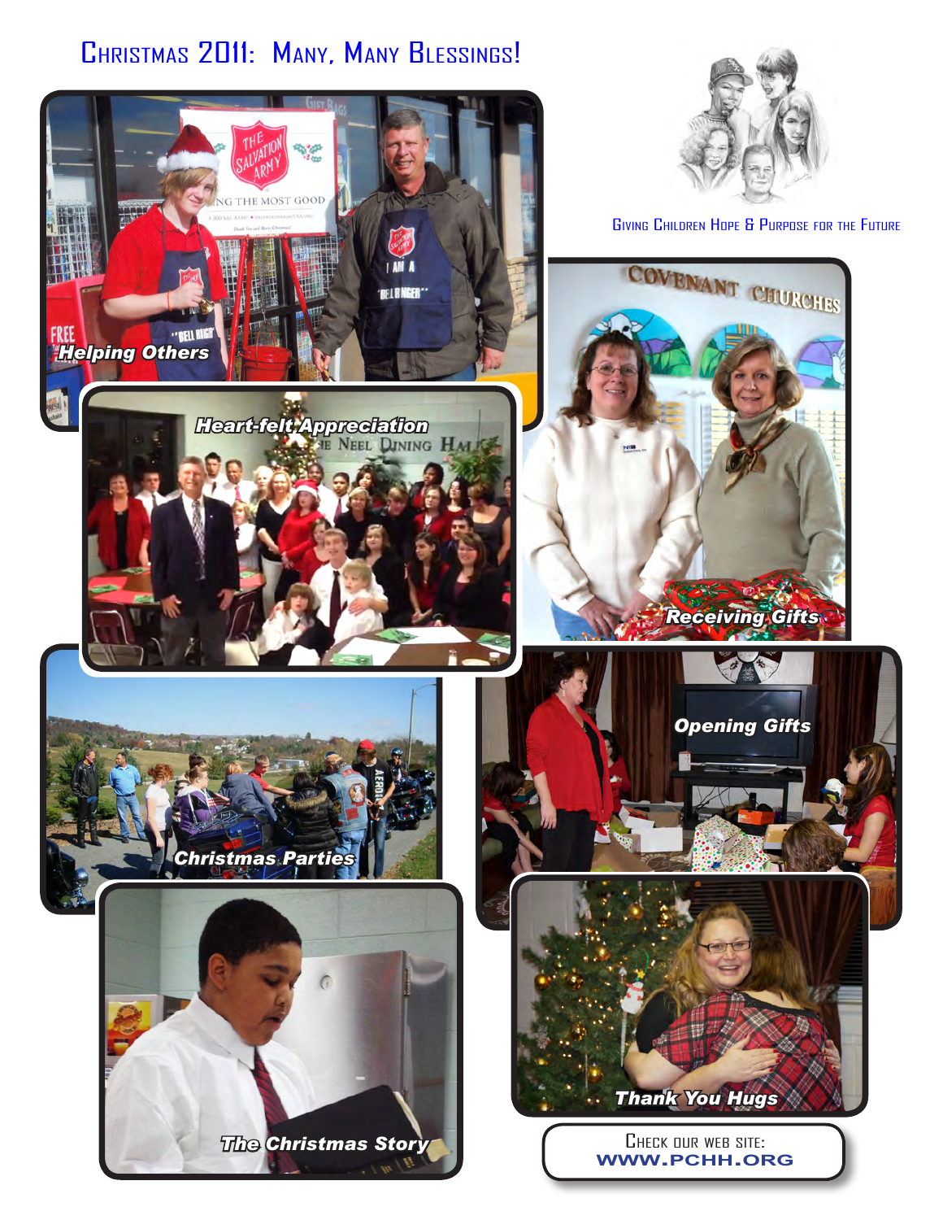# Christmas 2011: Many, Many Blessings!

Helping Others

Heart-felt Appreciation

Giving Children Hope & Purpose for the Future

Receiving Gifts

Christmas Parties

Opening Gifts

The Christmas Story

Thank You Hugs

Check our web site:
**WWW.PCHH.ORG**